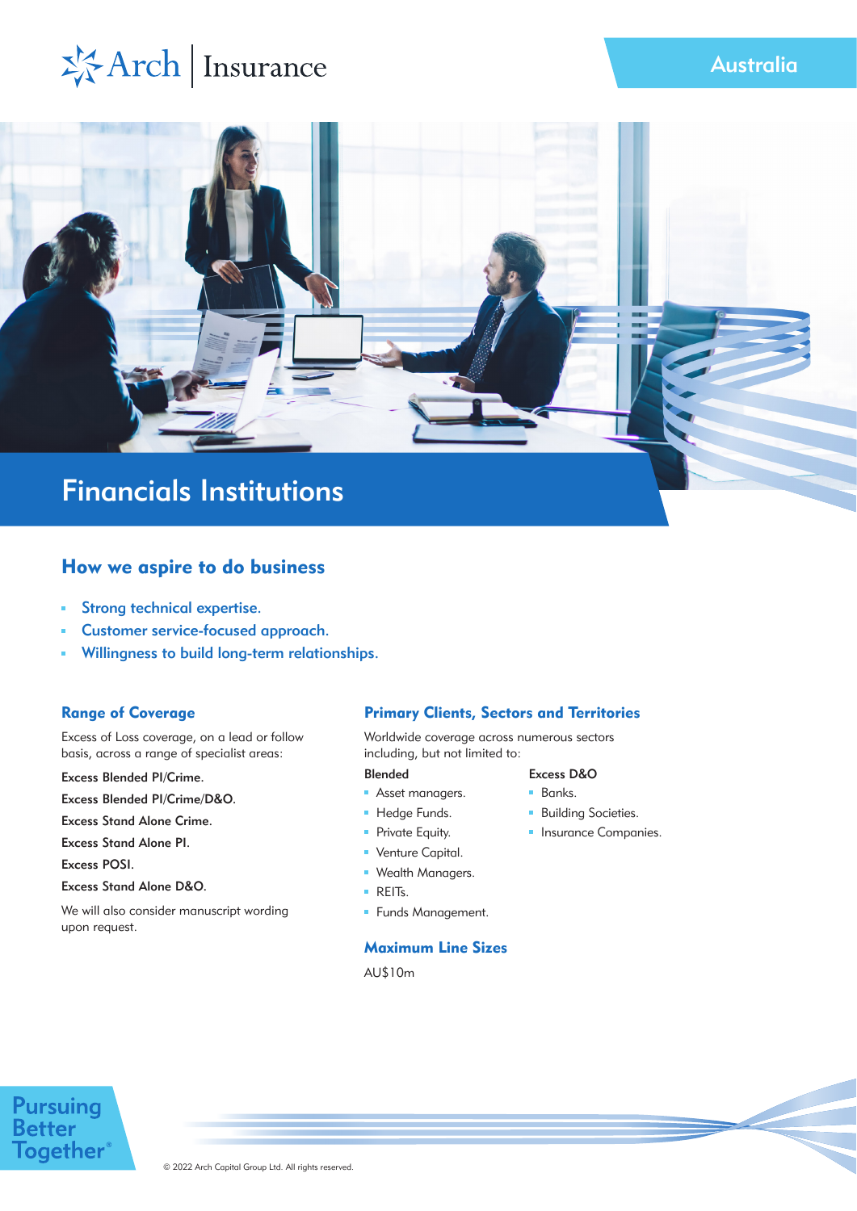Arch | Insurance

Australia

# Financials Institutions

## How we aspire to do business

- Strong technical expertise.
- Customer service-focused approach.
- Willingness to build long-term relationships.

### Range of Coverage

Excess of Loss coverage, on a lead or follow basis, across a range of specialist areas:

Excess Blended PI/Crime.

Excess Blended PI/Crime/D&O.

Excess Stand Alone Crime.

Excess Stand Alone PI.

Excess POSI.

Excess Stand Alone D&O.

We will also consider manuscript wording upon request.

### Primary Clients, Sectors and Territories

Worldwide coverage across numerous sectors including, but not limited to:

**Blended**

- Asset managers.
- Hedge Funds.
- Private Equity.
- Venture Capital.
- Wealth Managers.
- REITs.
- Funds Management.

**Excess D&O**

- Banks.
- Building Societies.
- Insurance Companies.

### Maximum Line Sizes

AU$10m

Pursuing Better Together®

© 2022 Arch Capital Group Ltd. All rights reserved.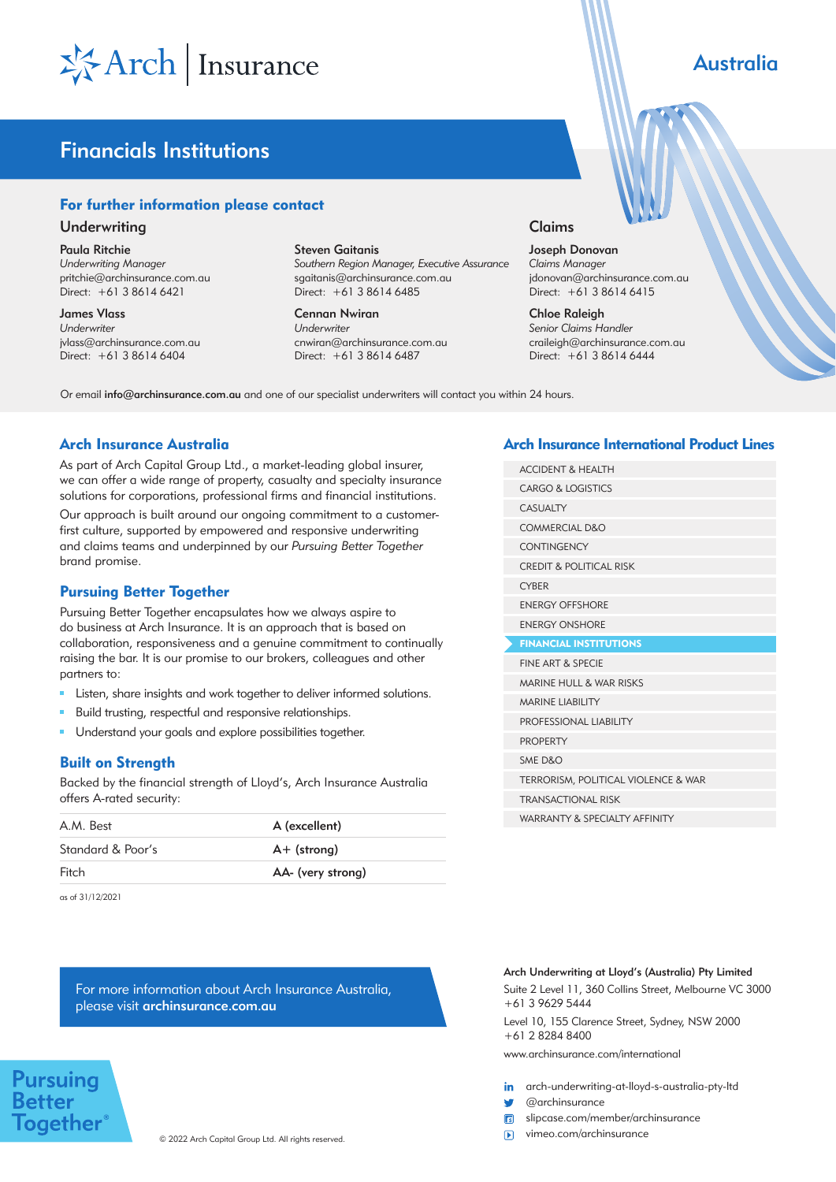Arch | Insurance

Australia

# Financials Institutions

## For further information please contact

### Underwriting

**Paula Ritchie**
*Underwriting Manager*
pritchie@archinsurance.com.au
Direct: +61 3 8614 6421

**James Vlass**
*Underwriter*
jvlass@archinsurance.com.au
Direct: +61 3 8614 6404

**Steven Gaitanis**
*Southern Region Manager, Executive Assurance*
sgaitanis@archinsurance.com.au
Direct: +61 3 8614 6485

**Cennan Nwiran**
*Underwriter*
cnwiran@archinsurance.com.au
Direct: +61 3 8614 6487

### Claims

**Joseph Donovan**
*Claims Manager*
jdonovan@archinsurance.com.au
Direct: +61 3 8614 6415

**Chloe Raleigh**
*Senior Claims Handler*
craileigh@archinsurance.com.au
Direct: +61 3 8614 6444

Or email **info@archinsurance.com.au** and one of our specialist underwriters will contact you within 24 hours.

## Arch Insurance Australia

As part of Arch Capital Group Ltd., a market-leading global insurer, we can offer a wide range of property, casualty and specialty insurance solutions for corporations, professional firms and financial institutions.

Our approach is built around our ongoing commitment to a customer-first culture, supported by empowered and responsive underwriting and claims teams and underpinned by our *Pursuing Better Together* brand promise.

## Pursuing Better Together

Pursuing Better Together encapsulates how we always aspire to do business at Arch Insurance. It is an approach that is based on collaboration, responsiveness and a genuine commitment to continually raising the bar. It is our promise to our brokers, colleagues and other partners to:

- Listen, share insights and work together to deliver informed solutions.
- Build trusting, respectful and responsive relationships.
- Understand your goals and explore possibilities together.

## Built on Strength

Backed by the financial strength of Lloyd's, Arch Insurance Australia offers A-rated security:

| | |
|---|---|
| A.M. Best | **A (excellent)** |
| Standard & Poor's | **A+ (strong)** |
| Fitch | **AA- (very strong)** |

as of 31/12/2021

## Arch Insurance International Product Lines

- ACCIDENT & HEALTH
- CARGO & LOGISTICS
- CASUALTY
- COMMERCIAL D&O
- CONTINGENCY
- CREDIT & POLITICAL RISK
- CYBER
- ENERGY OFFSHORE
- ENERGY ONSHORE
- **FINANCIAL INSTITUTIONS**
- FINE ART & SPECIE
- MARINE HULL & WAR RISKS
- MARINE LIABILITY
- PROFESSIONAL LIABILITY
- PROPERTY
- SME D&O
- TERRORISM, POLITICAL VIOLENCE & WAR
- TRANSACTIONAL RISK
- WARRANTY & SPECIALTY AFFINITY

For more information about Arch Insurance Australia, please visit **archinsurance.com.au**

**Arch Underwriting at Lloyd's (Australia) Pty Limited**
Suite 2 Level 11, 360 Collins Street, Melbourne VC 3000
+61 3 9629 5444

Level 10, 155 Clarence Street, Sydney, NSW 2000
+61 2 8284 8400

www.archinsurance.com/international

- arch-underwriting-at-lloyd-s-australia-pty-ltd
- @archinsurance
- slipcase.com/member/archinsurance
- vimeo.com/archinsurance

Pursuing Better Together®

© 2022 Arch Capital Group Ltd. All rights reserved.